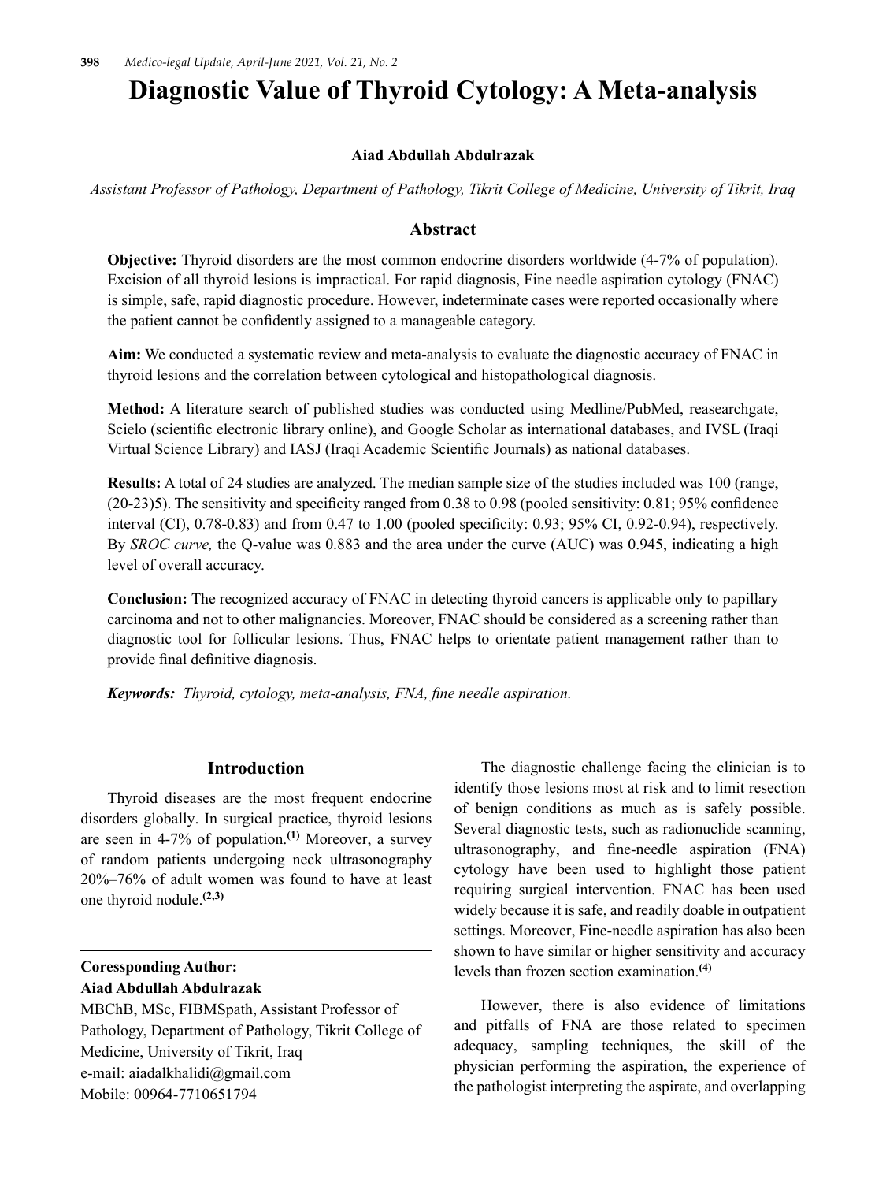# Diagnostic Value of Thyroid Cytology: A Meta-analysis

**Aiad Abdullah Abdulrazak**

*Assistant Professor of Pathology, Department of Pathology, Tikrit College of Medicine, University of Tikrit, Iraq*

## Abstract

**Objective:** Thyroid disorders are the most common endocrine disorders worldwide (4-7% of population). Excision of all thyroid lesions is impractical. For rapid diagnosis, Fine needle aspiration cytology (FNAC) is simple, safe, rapid diagnostic procedure. However, indeterminate cases were reported occasionally where the patient cannot be confidently assigned to a manageable category.

**Aim:** We conducted a systematic review and meta-analysis to evaluate the diagnostic accuracy of FNAC in thyroid lesions and the correlation between cytological and histopathological diagnosis.

**Method:** A literature search of published studies was conducted using Medline/PubMed, reasearchgate, Scielo (scientific electronic library online), and Google Scholar as international databases, and IVSL (Iraqi Virtual Science Library) and IASJ (Iraqi Academic Scientific Journals) as national databases.

**Results:** A total of 24 studies are analyzed. The median sample size of the studies included was 100 (range, (20-23)5). The sensitivity and specificity ranged from 0.38 to 0.98 (pooled sensitivity: 0.81; 95% confidence interval (CI), 0.78-0.83) and from 0.47 to 1.00 (pooled specificity: 0.93; 95% CI, 0.92-0.94), respectively. By *SROC curve,* the Q-value was 0.883 and the area under the curve (AUC) was 0.945, indicating a high level of overall accuracy.

**Conclusion:** The recognized accuracy of FNAC in detecting thyroid cancers is applicable only to papillary carcinoma and not to other malignancies. Moreover, FNAC should be considered as a screening rather than diagnostic tool for follicular lesions. Thus, FNAC helps to orientate patient management rather than to provide final definitive diagnosis.

***Keywords:*** *Thyroid, cytology, meta-analysis, FNA, fine needle aspiration.*

## Introduction

Thyroid diseases are the most frequent endocrine disorders globally. In surgical practice, thyroid lesions are seen in 4-7% of population.[1] Moreover, a survey of random patients undergoing neck ultrasonography 20%–76% of adult women was found to have at least one thyroid nodule.[2,3]

The diagnostic challenge facing the clinician is to identify those lesions most at risk and to limit resection of benign conditions as much as is safely possible. Several diagnostic tests, such as radionuclide scanning, ultrasonography, and fine-needle aspiration (FNA) cytology have been used to highlight those patient requiring surgical intervention. FNAC has been used widely because it is safe, and readily doable in outpatient settings. Moreover, Fine-needle aspiration has also been shown to have similar or higher sensitivity and accuracy levels than frozen section examination.[4]

However, there is also evidence of limitations and pitfalls of FNA are those related to specimen adequacy, sampling techniques, the skill of the physician performing the aspiration, the experience of the pathologist interpreting the aspirate, and overlapping

**Coressponding Author:**
**Aiad Abdullah Abdulrazak**
MBChB, MSc, FIBMSpath, Assistant Professor of Pathology, Department of Pathology, Tikrit College of Medicine, University of Tikrit, Iraq
e-mail: aiadalkhalidi@gmail.com
Mobile: 00964-7710651794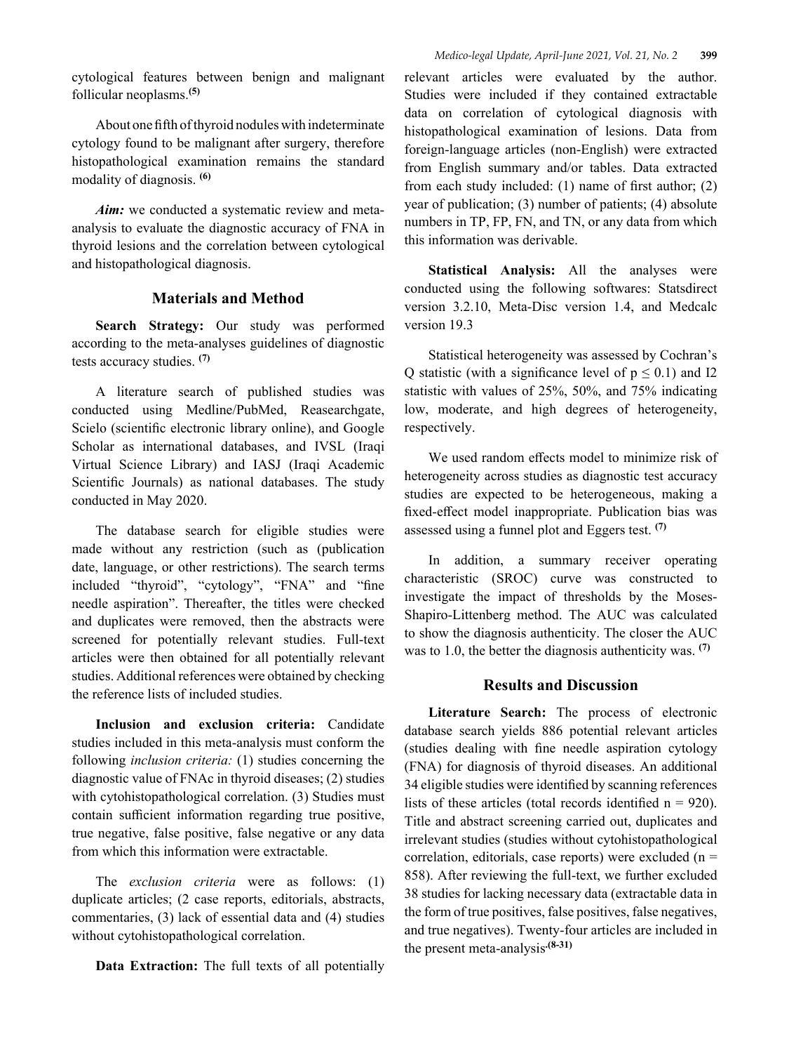cytological features between benign and malignant follicular neoplasms.[5]

About one fifth of thyroid nodules with indeterminate cytology found to be malignant after surgery, therefore histopathological examination remains the standard modality of diagnosis. [6]

***Aim:*** we conducted a systematic review and meta-analysis to evaluate the diagnostic accuracy of FNA in thyroid lesions and the correlation between cytological and histopathological diagnosis.

## Materials and Method

**Search Strategy:** Our study was performed according to the meta-analyses guidelines of diagnostic tests accuracy studies. [7]

A literature search of published studies was conducted using Medline/PubMed, Reasearchgate, Scielo (scientific electronic library online), and Google Scholar as international databases, and IVSL (Iraqi Virtual Science Library) and IASJ (Iraqi Academic Scientific Journals) as national databases. The study conducted in May 2020.

The database search for eligible studies were made without any restriction (such as (publication date, language, or other restrictions). The search terms included "thyroid", "cytology", "FNA" and "fine needle aspiration". Thereafter, the titles were checked and duplicates were removed, then the abstracts were screened for potentially relevant studies. Full-text articles were then obtained for all potentially relevant studies. Additional references were obtained by checking the reference lists of included studies.

**Inclusion and exclusion criteria:** Candidate studies included in this meta-analysis must conform the following *inclusion criteria:* (1) studies concerning the diagnostic value of FNAc in thyroid diseases; (2) studies with cytohistopathological correlation. (3) Studies must contain sufficient information regarding true positive, true negative, false positive, false negative or any data from which this information were extractable.

The *exclusion criteria* were as follows: (1) duplicate articles; (2 case reports, editorials, abstracts, commentaries, (3) lack of essential data and (4) studies without cytohistopathological correlation.

**Data Extraction:** The full texts of all potentially relevant articles were evaluated by the author. Studies were included if they contained extractable data on correlation of cytological diagnosis with histopathological examination of lesions. Data from foreign-language articles (non-English) were extracted from English summary and/or tables. Data extracted from each study included: (1) name of first author; (2) year of publication; (3) number of patients; (4) absolute numbers in TP, FP, FN, and TN, or any data from which this information was derivable.

**Statistical Analysis:** All the analyses were conducted using the following softwares: Statsdirect version 3.2.10, Meta-Disc version 1.4, and Medcalc version 19.3

Statistical heterogeneity was assessed by Cochran's Q statistic (with a significance level of $p \leq 0.1$) and I2 statistic with values of 25%, 50%, and 75% indicating low, moderate, and high degrees of heterogeneity, respectively.

We used random effects model to minimize risk of heterogeneity across studies as diagnostic test accuracy studies are expected to be heterogeneous, making a fixed-effect model inappropriate. Publication bias was assessed using a funnel plot and Eggers test. [7]

In addition, a summary receiver operating characteristic (SROC) curve was constructed to investigate the impact of thresholds by the Moses-Shapiro-Littenberg method. The AUC was calculated to show the diagnosis authenticity. The closer the AUC was to 1.0, the better the diagnosis authenticity was. [7]

## Results and Discussion

**Literature Search:** The process of electronic database search yields 886 potential relevant articles (studies dealing with fine needle aspiration cytology (FNA) for diagnosis of thyroid diseases. An additional 34 eligible studies were identified by scanning references lists of these articles (total records identified n = 920). Title and abstract screening carried out, duplicates and irrelevant studies (studies without cytohistopathological correlation, editorials, case reports) were excluded (n = 858). After reviewing the full-text, we further excluded 38 studies for lacking necessary data (extractable data in the form of true positives, false positives, false negatives, and true negatives). Twenty-four articles are included in the present meta-analysis.[8-31]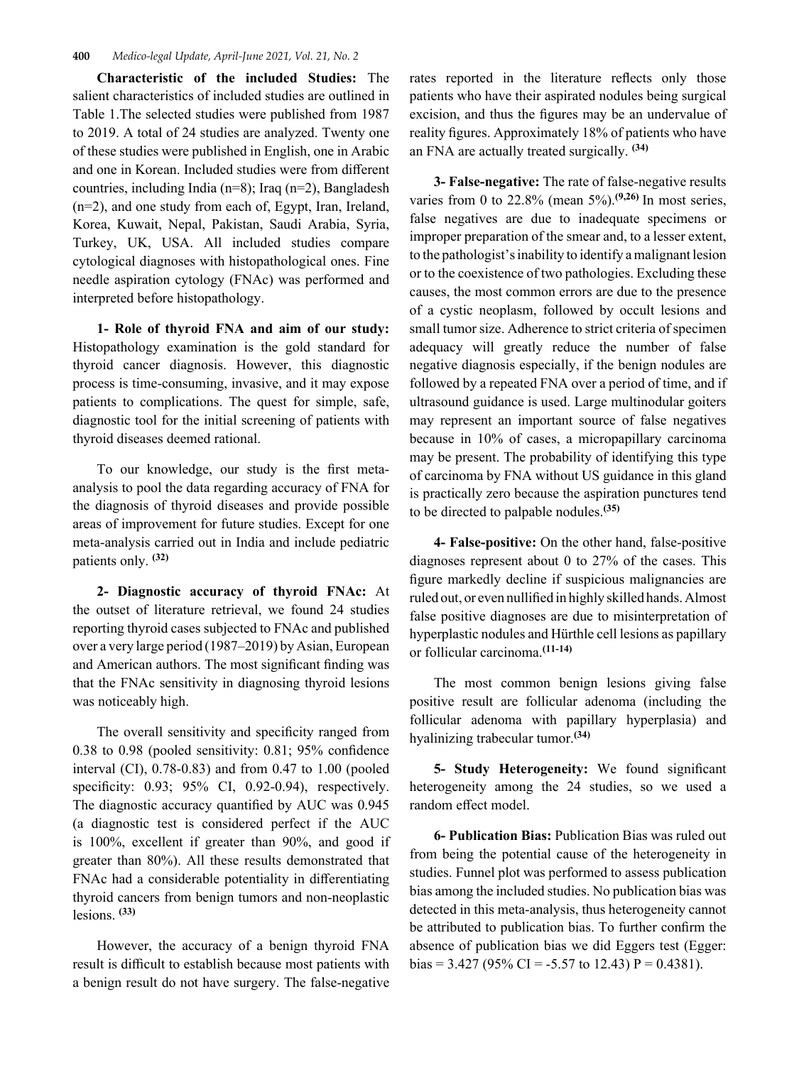**Characteristic of the included Studies:** The salient characteristics of included studies are outlined in Table 1.The selected studies were published from 1987 to 2019. A total of 24 studies are analyzed. Twenty one of these studies were published in English, one in Arabic and one in Korean. Included studies were from different countries, including India (n=8); Iraq (n=2), Bangladesh (n=2), and one study from each of, Egypt, Iran, Ireland, Korea, Kuwait, Nepal, Pakistan, Saudi Arabia, Syria, Turkey, UK, USA. All included studies compare cytological diagnoses with histopathological ones. Fine needle aspiration cytology (FNAc) was performed and interpreted before histopathology.

**1- Role of thyroid FNA and aim of our study:** Histopathology examination is the gold standard for thyroid cancer diagnosis. However, this diagnostic process is time-consuming, invasive, and it may expose patients to complications. The quest for simple, safe, diagnostic tool for the initial screening of patients with thyroid diseases deemed rational.

To our knowledge, our study is the first meta-analysis to pool the data regarding accuracy of FNA for the diagnosis of thyroid diseases and provide possible areas of improvement for future studies. Except for one meta-analysis carried out in India and include pediatric patients only. [32]

**2- Diagnostic accuracy of thyroid FNAc:** At the outset of literature retrieval, we found 24 studies reporting thyroid cases subjected to FNAc and published over a very large period (1987–2019) by Asian, European and American authors. The most significant finding was that the FNAc sensitivity in diagnosing thyroid lesions was noticeably high.

The overall sensitivity and specificity ranged from 0.38 to 0.98 (pooled sensitivity: 0.81; 95% confidence interval (CI), 0.78-0.83) and from 0.47 to 1.00 (pooled specificity: 0.93; 95% CI, 0.92-0.94), respectively. The diagnostic accuracy quantified by AUC was 0.945 (a diagnostic test is considered perfect if the AUC is 100%, excellent if greater than 90%, and good if greater than 80%). All these results demonstrated that FNAc had a considerable potentiality in differentiating thyroid cancers from benign tumors and non-neoplastic lesions. [33]

However, the accuracy of a benign thyroid FNA result is difficult to establish because most patients with a benign result do not have surgery. The false-negative rates reported in the literature reflects only those patients who have their aspirated nodules being surgical excision, and thus the figures may be an undervalue of reality figures. Approximately 18% of patients who have an FNA are actually treated surgically. [34]

**3- False-negative:** The rate of false-negative results varies from 0 to 22.8% (mean 5%).[9,26] In most series, false negatives are due to inadequate specimens or improper preparation of the smear and, to a lesser extent, to the pathologist's inability to identify a malignant lesion or to the coexistence of two pathologies. Excluding these causes, the most common errors are due to the presence of a cystic neoplasm, followed by occult lesions and small tumor size. Adherence to strict criteria of specimen adequacy will greatly reduce the number of false negative diagnosis especially, if the benign nodules are followed by a repeated FNA over a period of time, and if ultrasound guidance is used. Large multinodular goiters may represent an important source of false negatives because in 10% of cases, a micropapillary carcinoma may be present. The probability of identifying this type of carcinoma by FNA without US guidance in this gland is practically zero because the aspiration punctures tend to be directed to palpable nodules.[35]

**4- False-positive:** On the other hand, false-positive diagnoses represent about 0 to 27% of the cases. This figure markedly decline if suspicious malignancies are ruled out, or even nullified in highly skilled hands. Almost false positive diagnoses are due to misinterpretation of hyperplastic nodules and Hürthle cell lesions as papillary or follicular carcinoma.[11-14]

The most common benign lesions giving false positive result are follicular adenoma (including the follicular adenoma with papillary hyperplasia) and hyalinizing trabecular tumor.[34]

**5- Study Heterogeneity:** We found significant heterogeneity among the 24 studies, so we used a random effect model.

**6- Publication Bias:** Publication Bias was ruled out from being the potential cause of the heterogeneity in studies. Funnel plot was performed to assess publication bias among the included studies. No publication bias was detected in this meta-analysis, thus heterogeneity cannot be attributed to publication bias. To further confirm the absence of publication bias we did Eggers test (Egger: bias = 3.427 (95% CI = -5.57 to 12.43) P = 0.4381).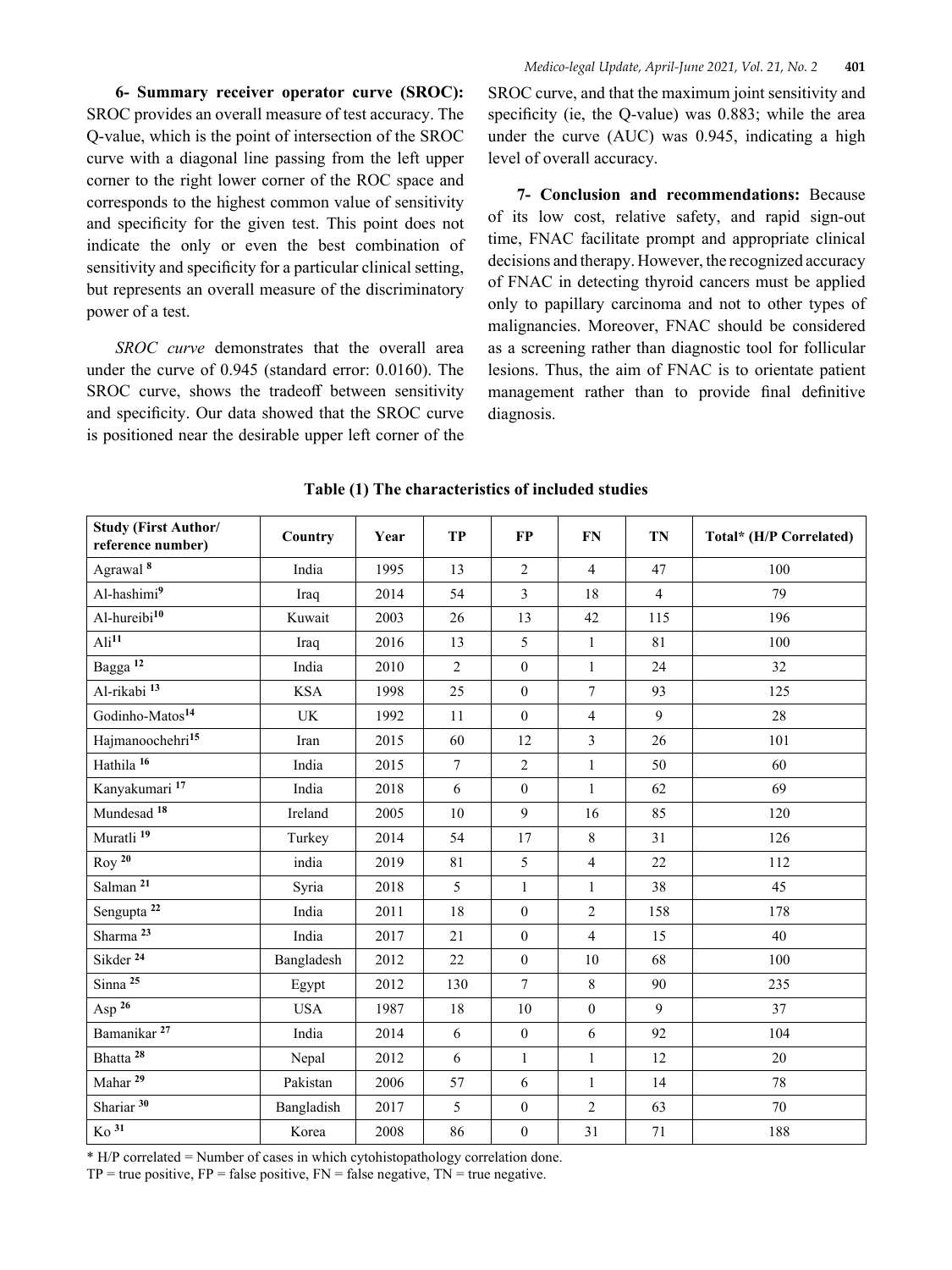**6- Summary receiver operator curve (SROC):** SROC provides an overall measure of test accuracy. The Q-value, which is the point of intersection of the SROC curve with a diagonal line passing from the left upper corner to the right lower corner of the ROC space and corresponds to the highest common value of sensitivity and specificity for the given test. This point does not indicate the only or even the best combination of sensitivity and specificity for a particular clinical setting, but represents an overall measure of the discriminatory power of a test.

*SROC curve* demonstrates that the overall area under the curve of 0.945 (standard error: 0.0160). The SROC curve, shows the tradeoff between sensitivity and specificity. Our data showed that the SROC curve is positioned near the desirable upper left corner of the SROC curve, and that the maximum joint sensitivity and specificity (ie, the Q-value) was 0.883; while the area under the curve (AUC) was 0.945, indicating a high level of overall accuracy.

**7- Conclusion and recommendations:** Because of its low cost, relative safety, and rapid sign-out time, FNAC facilitate prompt and appropriate clinical decisions and therapy. However, the recognized accuracy of FNAC in detecting thyroid cancers must be applied only to papillary carcinoma and not to other types of malignancies. Moreover, FNAC should be considered as a screening rather than diagnostic tool for follicular lesions. Thus, the aim of FNAC is to orientate patient management rather than to provide final definitive diagnosis.

**Table (1) The characteristics of included studies**

| Study (First Author/ reference number) | Country | Year | TP | FP | FN | TN | Total* (H/P Correlated) |
|---|---|---|---|---|---|---|---|
| Agrawal [8] | India | 1995 | 13 | 2 | 4 | 47 | 100 |
| Al-hashimi[9] | Iraq | 2014 | 54 | 3 | 18 | 4 | 79 |
| Al-hureibi[10] | Kuwait | 2003 | 26 | 13 | 42 | 115 | 196 |
| Ali[11] | Iraq | 2016 | 13 | 5 | 1 | 81 | 100 |
| Bagga [12] | India | 2010 | 2 | 0 | 1 | 24 | 32 |
| Al-rikabi [13] | KSA | 1998 | 25 | 0 | 7 | 93 | 125 |
| Godinho-Matos[14] | UK | 1992 | 11 | 0 | 4 | 9 | 28 |
| Hajmanoochehri[15] | Iran | 2015 | 60 | 12 | 3 | 26 | 101 |
| Hathila [16] | India | 2015 | 7 | 2 | 1 | 50 | 60 |
| Kanyakumari [17] | India | 2018 | 6 | 0 | 1 | 62 | 69 |
| Mundesad [18] | Ireland | 2005 | 10 | 9 | 16 | 85 | 120 |
| Muratli [19] | Turkey | 2014 | 54 | 17 | 8 | 31 | 126 |
| Roy [20] | india | 2019 | 81 | 5 | 4 | 22 | 112 |
| Salman [21] | Syria | 2018 | 5 | 1 | 1 | 38 | 45 |
| Sengupta [22] | India | 2011 | 18 | 0 | 2 | 158 | 178 |
| Sharma [23] | India | 2017 | 21 | 0 | 4 | 15 | 40 |
| Sikder [24] | Bangladesh | 2012 | 22 | 0 | 10 | 68 | 100 |
| Sinna [25] | Egypt | 2012 | 130 | 7 | 8 | 90 | 235 |
| Asp [26] | USA | 1987 | 18 | 10 | 0 | 9 | 37 |
| Bamanikar [27] | India | 2014 | 6 | 0 | 6 | 92 | 104 |
| Bhatta [28] | Nepal | 2012 | 6 | 1 | 1 | 12 | 20 |
| Mahar [29] | Pakistan | 2006 | 57 | 6 | 1 | 14 | 78 |
| Shariar [30] | Bangladish | 2017 | 5 | 0 | 2 | 63 | 70 |
| Ko [31] | Korea | 2008 | 86 | 0 | 31 | 71 | 188 |

\* H/P correlated = Number of cases in which cytohistopathology correlation done.

TP = true positive, FP = false positive, FN = false negative, TN = true negative.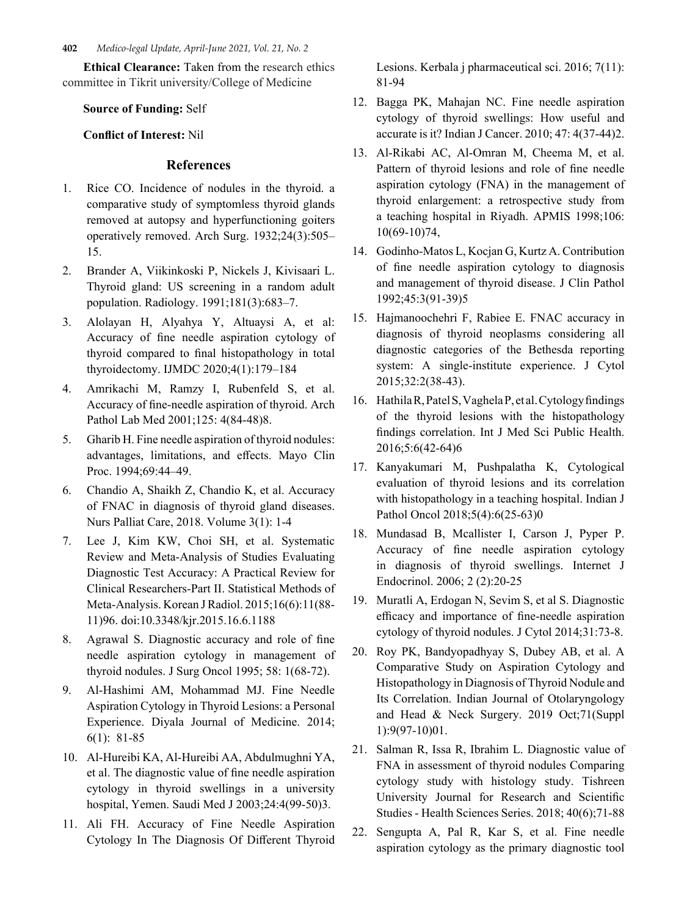**Ethical Clearance:** Taken from the research ethics committee in Tikrit university/College of Medicine

**Source of Funding:** Self

**Conflict of Interest:** Nil

## References

1. Rice CO. Incidence of nodules in the thyroid. a comparative study of symptomless thyroid glands removed at autopsy and hyperfunctioning goiters operatively removed. Arch Surg. 1932;24(3):505–15.
2. Brander A, Viikinkoski P, Nickels J, Kivisaari L. Thyroid gland: US screening in a random adult population. Radiology. 1991;181(3):683–7.
3. Alolayan H, Alyahya Y, Altuaysi A, et al: Accuracy of fine needle aspiration cytology of thyroid compared to final histopathology in total thyroidectomy. IJMDC 2020;4(1):179–184
4. Amrikachi M, Ramzy I, Rubenfeld S, et al. Accuracy of fine-needle aspiration of thyroid. Arch Pathol Lab Med 2001;125: 4(84-48)8.
5. Gharib H. Fine needle aspiration of thyroid nodules: advantages, limitations, and effects. Mayo Clin Proc. 1994;69:44–49.
6. Chandio A, Shaikh Z, Chandio K, et al. Accuracy of FNAC in diagnosis of thyroid gland diseases. Nurs Palliat Care, 2018. Volume 3(1): 1-4
7. Lee J, Kim KW, Choi SH, et al. Systematic Review and Meta-Analysis of Studies Evaluating Diagnostic Test Accuracy: A Practical Review for Clinical Researchers-Part II. Statistical Methods of Meta-Analysis. Korean J Radiol. 2015;16(6):11(88-11)96. doi:10.3348/kjr.2015.16.6.1188
8. Agrawal S. Diagnostic accuracy and role of fine needle aspiration cytology in management of thyroid nodules. J Surg Oncol 1995; 58: 1(68-72).
9. Al-Hashimi AM, Mohammad MJ. Fine Needle Aspiration Cytology in Thyroid Lesions: a Personal Experience. Diyala Journal of Medicine. 2014; 6(1): 81-85
10. Al-Hureibi KA, Al-Hureibi AA, Abdulmughni YA, et al. The diagnostic value of fine needle aspiration cytology in thyroid swellings in a university hospital, Yemen. Saudi Med J 2003;24:4(99-50)3.
11. Ali FH. Accuracy of Fine Needle Aspiration Cytology In The Diagnosis Of Different Thyroid Lesions. Kerbala j pharmaceutical sci. 2016; 7(11): 81-94
12. Bagga PK, Mahajan NC. Fine needle aspiration cytology of thyroid swellings: How useful and accurate is it? Indian J Cancer. 2010; 47: 4(37-44)2.
13. Al-Rikabi AC, Al-Omran M, Cheema M, et al. Pattern of thyroid lesions and role of fine needle aspiration cytology (FNA) in the management of thyroid enlargement: a retrospective study from a teaching hospital in Riyadh. APMIS 1998;106: 10(69-10)74,
14. Godinho-Matos L, Kocjan G, Kurtz A. Contribution of fine needle aspiration cytology to diagnosis and management of thyroid disease. J Clin Pathol 1992;45:3(91-39)5
15. Hajmanoochehri F, Rabiee E. FNAC accuracy in diagnosis of thyroid neoplasms considering all diagnostic categories of the Bethesda reporting system: A single-institute experience. J Cytol 2015;32:2(38-43).
16. Hathila R, Patel S, Vaghela P, et al. Cytology findings of the thyroid lesions with the histopathology findings correlation. Int J Med Sci Public Health. 2016;5:6(42-64)6
17. Kanyakumari M, Pushpalatha K, Cytological evaluation of thyroid lesions and its correlation with histopathology in a teaching hospital. Indian J Pathol Oncol 2018;5(4):6(25-63)0
18. Mundasad B, Mcallister I, Carson J, Pyper P. Accuracy of fine needle aspiration cytology in diagnosis of thyroid swellings. Internet J Endocrinol. 2006; 2 (2):20-25
19. Muratli A, Erdogan N, Sevim S, et al S. Diagnostic efficacy and importance of fine-needle aspiration cytology of thyroid nodules. J Cytol 2014;31:73-8.
20. Roy PK, Bandyopadhyay S, Dubey AB, et al. A Comparative Study on Aspiration Cytology and Histopathology in Diagnosis of Thyroid Nodule and Its Correlation. Indian Journal of Otolaryngology and Head & Neck Surgery. 2019 Oct;71(Suppl 1):9(97-10)01.
21. Salman R, Issa R, Ibrahim L. Diagnostic value of FNA in assessment of thyroid nodules Comparing cytology study with histology study. Tishreen University Journal for Research and Scientific Studies - Health Sciences Series. 2018; 40(6);71-88
22. Sengupta A, Pal R, Kar S, et al. Fine needle aspiration cytology as the primary diagnostic tool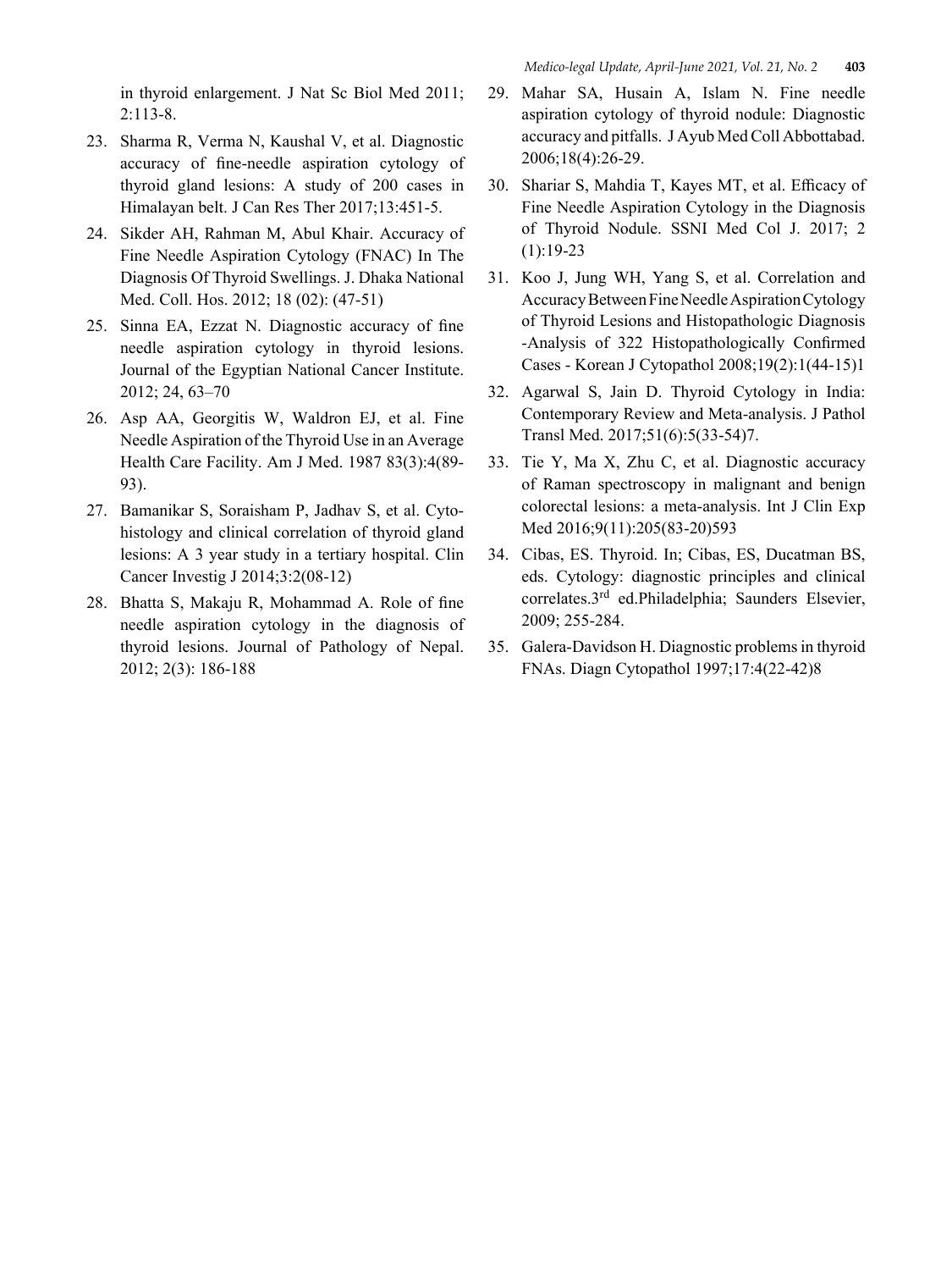in thyroid enlargement. J Nat Sc Biol Med 2011; 2:113-8.

23. Sharma R, Verma N, Kaushal V, et al. Diagnostic accuracy of fine-needle aspiration cytology of thyroid gland lesions: A study of 200 cases in Himalayan belt. J Can Res Ther 2017;13:451-5.
24. Sikder AH, Rahman M, Abul Khair. Accuracy of Fine Needle Aspiration Cytology (FNAC) In The Diagnosis Of Thyroid Swellings. J. Dhaka National Med. Coll. Hos. 2012; 18 (02): (47-51)
25. Sinna EA, Ezzat N. Diagnostic accuracy of fine needle aspiration cytology in thyroid lesions. Journal of the Egyptian National Cancer Institute. 2012; 24, 63–70
26. Asp AA, Georgitis W, Waldron EJ, et al. Fine Needle Aspiration of the Thyroid Use in an Average Health Care Facility. Am J Med. 1987 83(3):4(89-93).
27. Bamanikar S, Soraisham P, Jadhav S, et al. Cyto-histology and clinical correlation of thyroid gland lesions: A 3 year study in a tertiary hospital. Clin Cancer Investig J 2014;3:2(08-12)
28. Bhatta S, Makaju R, Mohammad A. Role of fine needle aspiration cytology in the diagnosis of thyroid lesions. Journal of Pathology of Nepal. 2012; 2(3): 186-188
29. Mahar SA, Husain A, Islam N. Fine needle aspiration cytology of thyroid nodule: Diagnostic accuracy and pitfalls. J Ayub Med Coll Abbottabad. 2006;18(4):26-29.
30. Shariar S, Mahdia T, Kayes MT, et al. Efficacy of Fine Needle Aspiration Cytology in the Diagnosis of Thyroid Nodule. SSNI Med Col J. 2017; 2 (1):19-23
31. Koo J, Jung WH, Yang S, et al. Correlation and Accuracy Between Fine Needle Aspiration Cytology of Thyroid Lesions and Histopathologic Diagnosis -Analysis of 322 Histopathologically Confirmed Cases - Korean J Cytopathol 2008;19(2):1(44-15)1
32. Agarwal S, Jain D. Thyroid Cytology in India: Contemporary Review and Meta-analysis. J Pathol Transl Med. 2017;51(6):5(33-54)7.
33. Tie Y, Ma X, Zhu C, et al. Diagnostic accuracy of Raman spectroscopy in malignant and benign colorectal lesions: a meta-analysis. Int J Clin Exp Med 2016;9(11):205(83-20)593
34. Cibas, ES. Thyroid. In; Cibas, ES, Ducatman BS, eds. Cytology: diagnostic principles and clinical correlates.3rd ed.Philadelphia; Saunders Elsevier, 2009; 255-284.
35. Galera-Davidson H. Diagnostic problems in thyroid FNAs. Diagn Cytopathol 1997;17:4(22-42)8